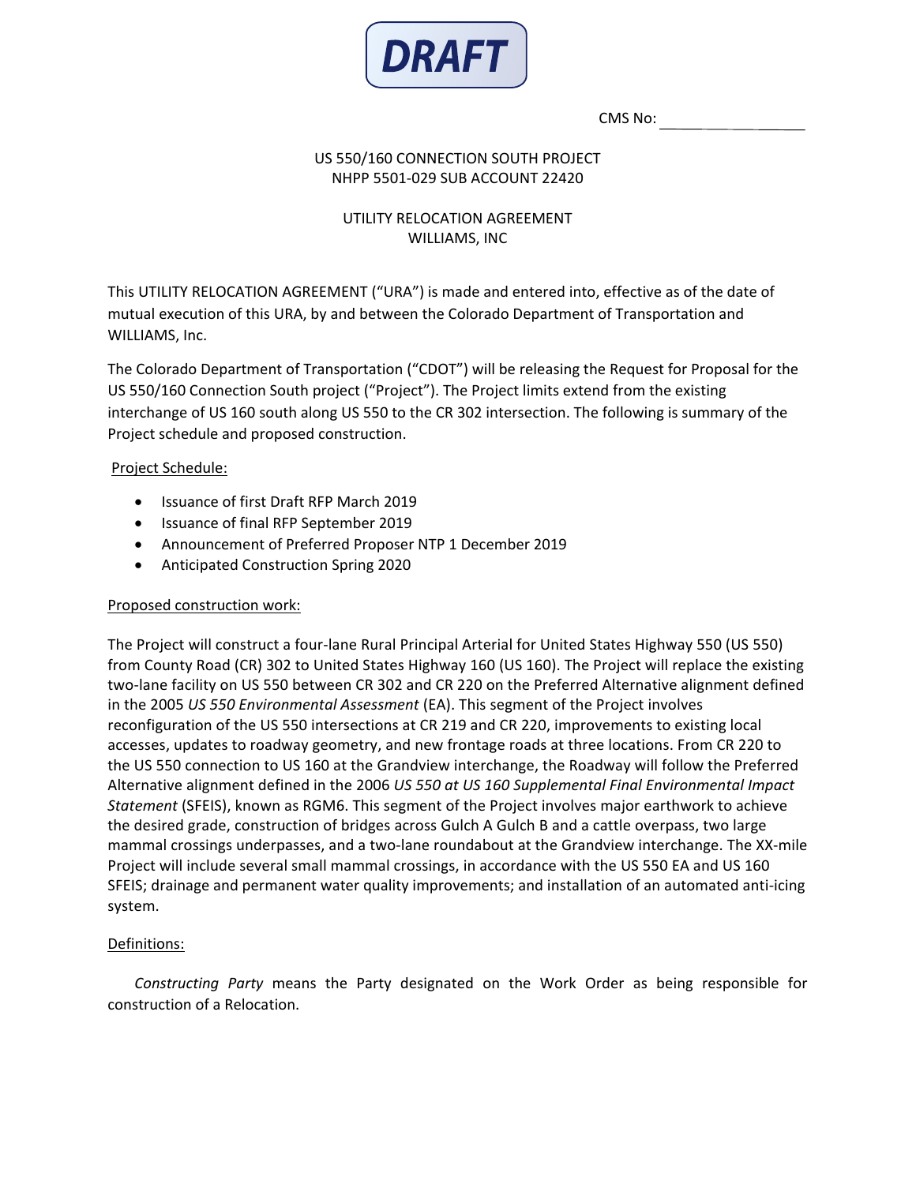**DRAFT**

CMS No: ____________

US 550/160 CONNECTION SOUTH PROJECT
NHPP 5501-029 SUB ACCOUNT 22420

UTILITY RELOCATION AGREEMENT
WILLIAMS, INC

This UTILITY RELOCATION AGREEMENT ("URA") is made and entered into, effective as of the date of mutual execution of this URA, by and between the Colorado Department of Transportation and WILLIAMS, Inc.

The Colorado Department of Transportation ("CDOT") will be releasing the Request for Proposal for the US 550/160 Connection South project ("Project"). The Project limits extend from the existing interchange of US 160 south along US 550 to the CR 302 intersection. The following is summary of the Project schedule and proposed construction.

Project Schedule:

- Issuance of first Draft RFP March 2019
- Issuance of final RFP September 2019
- Announcement of Preferred Proposer NTP 1 December 2019
- Anticipated Construction Spring 2020

Proposed construction work:

The Project will construct a four-lane Rural Principal Arterial for United States Highway 550 (US 550) from County Road (CR) 302 to United States Highway 160 (US 160). The Project will replace the existing two-lane facility on US 550 between CR 302 and CR 220 on the Preferred Alternative alignment defined in the 2005 *US 550 Environmental Assessment* (EA). This segment of the Project involves reconfiguration of the US 550 intersections at CR 219 and CR 220, improvements to existing local accesses, updates to roadway geometry, and new frontage roads at three locations. From CR 220 to the US 550 connection to US 160 at the Grandview interchange, the Roadway will follow the Preferred Alternative alignment defined in the 2006 *US 550 at US 160 Supplemental Final Environmental Impact Statement* (SFEIS), known as RGM6. This segment of the Project involves major earthwork to achieve the desired grade, construction of bridges across Gulch A Gulch B and a cattle overpass, two large mammal crossings underpasses, and a two-lane roundabout at the Grandview interchange. The XX-mile Project will include several small mammal crossings, in accordance with the US 550 EA and US 160 SFEIS; drainage and permanent water quality improvements; and installation of an automated anti-icing system.

Definitions:

*Constructing Party* means the Party designated on the Work Order as being responsible for construction of a Relocation.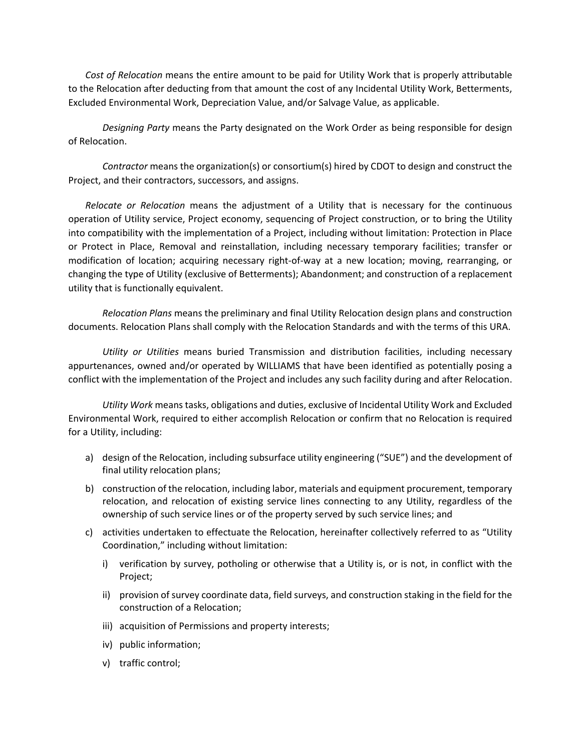*Cost of Relocation* means the entire amount to be paid for Utility Work that is properly attributable to the Relocation after deducting from that amount the cost of any Incidental Utility Work, Betterments, Excluded Environmental Work, Depreciation Value, and/or Salvage Value, as applicable.

*Designing Party* means the Party designated on the Work Order as being responsible for design of Relocation.

*Contractor* means the organization(s) or consortium(s) hired by CDOT to design and construct the Project, and their contractors, successors, and assigns.

*Relocate or Relocation* means the adjustment of a Utility that is necessary for the continuous operation of Utility service, Project economy, sequencing of Project construction, or to bring the Utility into compatibility with the implementation of a Project, including without limitation: Protection in Place or Protect in Place, Removal and reinstallation, including necessary temporary facilities; transfer or modification of location; acquiring necessary right-of-way at a new location; moving, rearranging, or changing the type of Utility (exclusive of Betterments); Abandonment; and construction of a replacement utility that is functionally equivalent.

*Relocation Plans* means the preliminary and final Utility Relocation design plans and construction documents. Relocation Plans shall comply with the Relocation Standards and with the terms of this URA.

*Utility or Utilities* means buried Transmission and distribution facilities, including necessary appurtenances, owned and/or operated by WILLIAMS that have been identified as potentially posing a conflict with the implementation of the Project and includes any such facility during and after Relocation.

*Utility Work* means tasks, obligations and duties, exclusive of Incidental Utility Work and Excluded Environmental Work, required to either accomplish Relocation or confirm that no Relocation is required for a Utility, including:

a) design of the Relocation, including subsurface utility engineering ("SUE") and the development of final utility relocation plans;
b) construction of the relocation, including labor, materials and equipment procurement, temporary relocation, and relocation of existing service lines connecting to any Utility, regardless of the ownership of such service lines or of the property served by such service lines; and
c) activities undertaken to effectuate the Relocation, hereinafter collectively referred to as "Utility Coordination," including without limitation:
    i) verification by survey, potholing or otherwise that a Utility is, or is not, in conflict with the Project;
    ii) provision of survey coordinate data, field surveys, and construction staking in the field for the construction of a Relocation;
    iii) acquisition of Permissions and property interests;
    iv) public information;
    v) traffic control;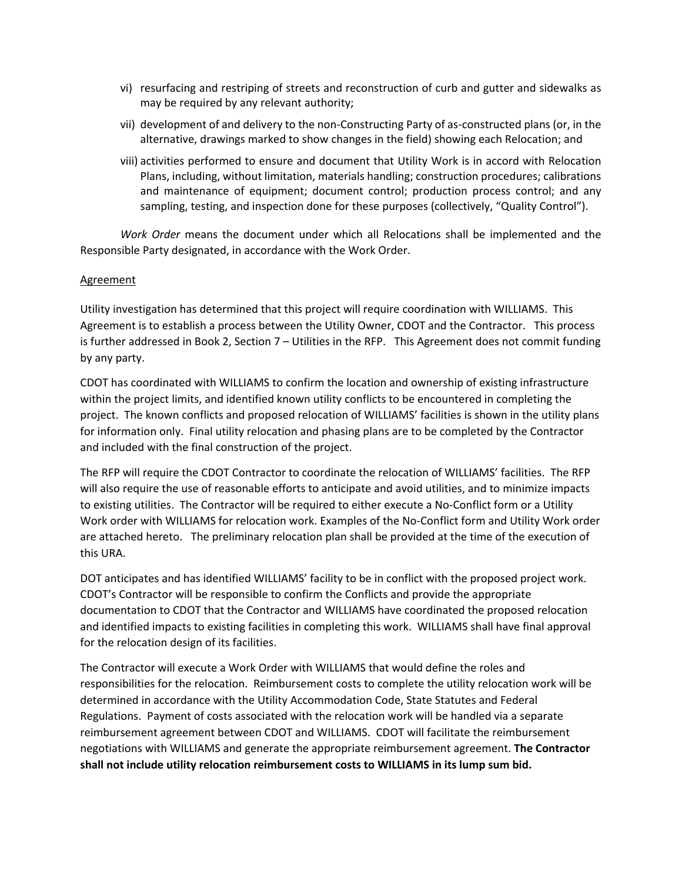vi) resurfacing and restriping of streets and reconstruction of curb and gutter and sidewalks as may be required by any relevant authority;

vii) development of and delivery to the non-Constructing Party of as-constructed plans (or, in the alternative, drawings marked to show changes in the field) showing each Relocation; and

viii) activities performed to ensure and document that Utility Work is in accord with Relocation Plans, including, without limitation, materials handling; construction procedures; calibrations and maintenance of equipment; document control; production process control; and any sampling, testing, and inspection done for these purposes (collectively, "Quality Control").

*Work Order* means the document under which all Relocations shall be implemented and the Responsible Party designated, in accordance with the Work Order.

<u>Agreement</u>

Utility investigation has determined that this project will require coordination with WILLIAMS. This Agreement is to establish a process between the Utility Owner, CDOT and the Contractor. This process is further addressed in Book 2, Section 7 – Utilities in the RFP. This Agreement does not commit funding by any party.

CDOT has coordinated with WILLIAMS to confirm the location and ownership of existing infrastructure within the project limits, and identified known utility conflicts to be encountered in completing the project. The known conflicts and proposed relocation of WILLIAMS' facilities is shown in the utility plans for information only. Final utility relocation and phasing plans are to be completed by the Contractor and included with the final construction of the project.

The RFP will require the CDOT Contractor to coordinate the relocation of WILLIAMS' facilities. The RFP will also require the use of reasonable efforts to anticipate and avoid utilities, and to minimize impacts to existing utilities. The Contractor will be required to either execute a No-Conflict form or a Utility Work order with WILLIAMS for relocation work. Examples of the No-Conflict form and Utility Work order are attached hereto. The preliminary relocation plan shall be provided at the time of the execution of this URA.

DOT anticipates and has identified WILLIAMS' facility to be in conflict with the proposed project work. CDOT's Contractor will be responsible to confirm the Conflicts and provide the appropriate documentation to CDOT that the Contractor and WILLIAMS have coordinated the proposed relocation and identified impacts to existing facilities in completing this work. WILLIAMS shall have final approval for the relocation design of its facilities.

The Contractor will execute a Work Order with WILLIAMS that would define the roles and responsibilities for the relocation. Reimbursement costs to complete the utility relocation work will be determined in accordance with the Utility Accommodation Code, State Statutes and Federal Regulations. Payment of costs associated with the relocation work will be handled via a separate reimbursement agreement between CDOT and WILLIAMS. CDOT will facilitate the reimbursement negotiations with WILLIAMS and generate the appropriate reimbursement agreement. **The Contractor shall not include utility relocation reimbursement costs to WILLIAMS in its lump sum bid.**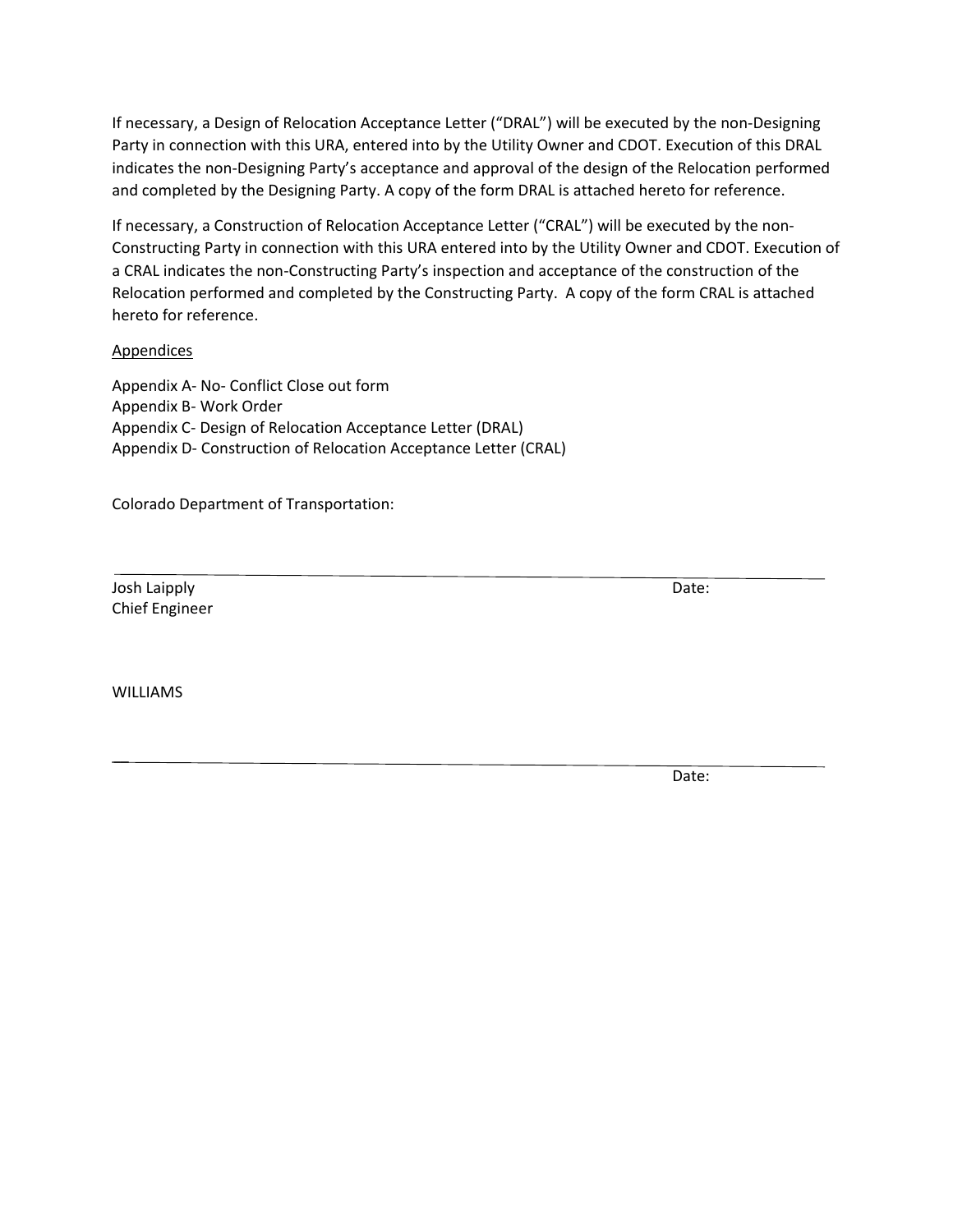If necessary, a Design of Relocation Acceptance Letter ("DRAL") will be executed by the non-Designing Party in connection with this URA, entered into by the Utility Owner and CDOT. Execution of this DRAL indicates the non-Designing Party's acceptance and approval of the design of the Relocation performed and completed by the Designing Party. A copy of the form DRAL is attached hereto for reference.

If necessary, a Construction of Relocation Acceptance Letter ("CRAL") will be executed by the non-Constructing Party in connection with this URA entered into by the Utility Owner and CDOT. Execution of a CRAL indicates the non-Constructing Party's inspection and acceptance of the construction of the Relocation performed and completed by the Constructing Party. A copy of the form CRAL is attached hereto for reference.

<u>Appendices</u>

Appendix A- No- Conflict Close out form
Appendix B- Work Order
Appendix C- Design of Relocation Acceptance Letter (DRAL)
Appendix D- Construction of Relocation Acceptance Letter (CRAL)

Colorado Department of Transportation:

\_\_\_\_\_\_\_\_\_\_\_\_\_\_\_\_\_\_\_\_\_\_\_\_\_\_\_\_\_\_\_\_\_\_\_\_\_\_\_\_\_\_\_\_\_\_\_\_\_\_\_\_\_\_\_\_

Josh Laipply Date:
Chief Engineer

WILLIAMS

\_\_\_\_\_\_\_\_\_\_\_\_\_\_\_\_\_\_\_\_\_\_\_\_\_\_\_\_\_\_\_\_\_\_\_\_\_\_\_\_\_\_\_\_\_\_\_\_\_\_\_\_\_\_\_\_

Date: